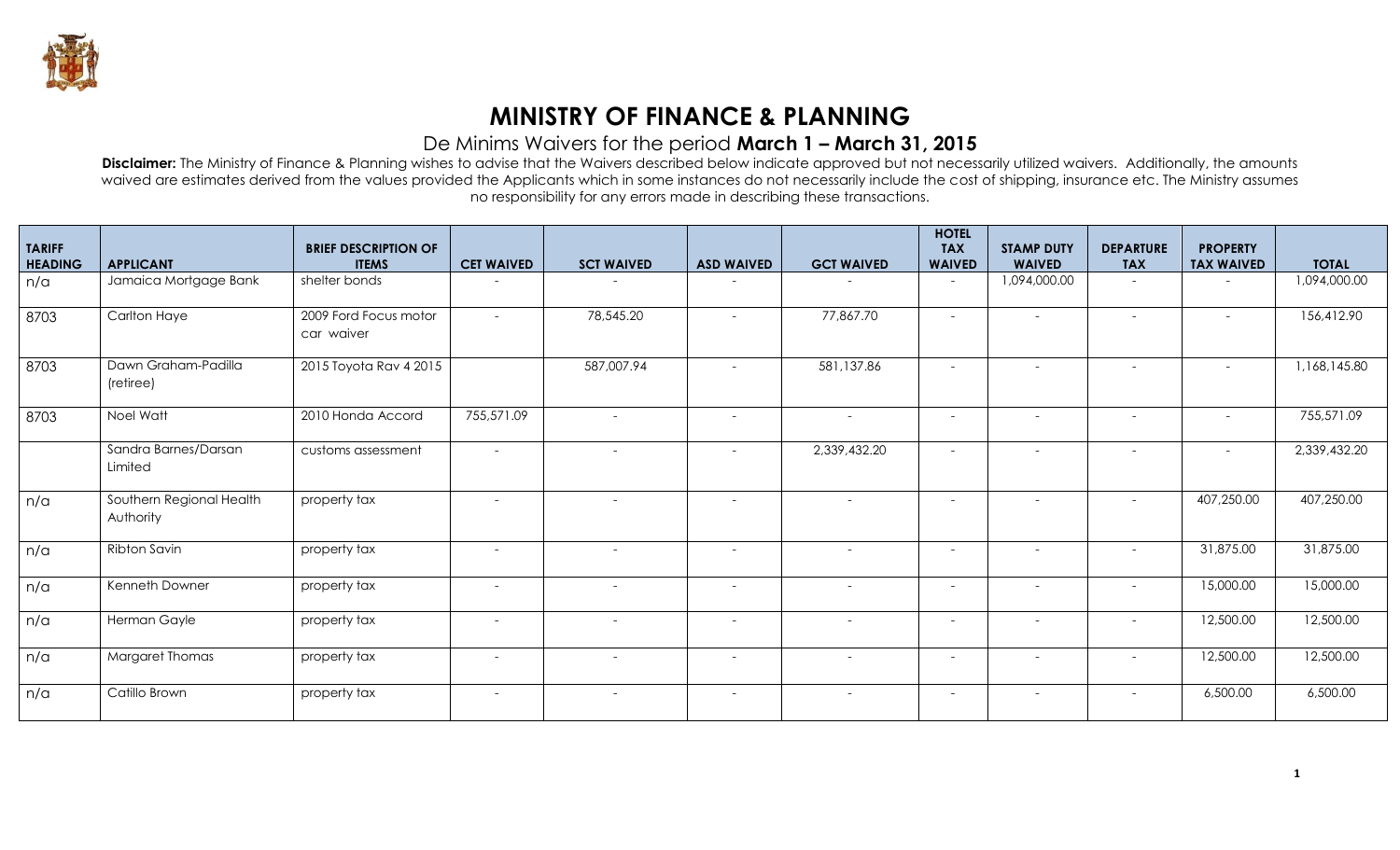# MINISTRY OF FINANCE & PLANNING

## De Minims Waivers for the period **March 1 – March 31, 2015**

**Disclaimer:** The Ministry of Finance & Planning wishes to advise that the Waivers described below indicate approved but not necessarily utilized waivers. Additionally, the amounts waived are estimates derived from the values provided the Applicants which in some instances do not necessarily include the cost of shipping, insurance etc. The Ministry assumes no responsibility for any errors made in describing these transactions.

| TARIFF HEADING | APPLICANT | BRIEF DESCRIPTION OF ITEMS | CET WAIVED | SCT WAIVED | ASD WAIVED | GCT WAIVED | HOTEL TAX WAIVED | STAMP DUTY WAIVED | DEPARTURE TAX | PROPERTY TAX WAIVED | TOTAL |
|---|---|---|---|---|---|---|---|---|---|---|---|
| n/a | Jamaica Mortgage Bank | shelter bonds | - | - | - | - | - | 1,094,000.00 | - | - | 1,094,000.00 |
| 8703 | Carlton Haye | 2009 Ford Focus motor car waiver | - | 78,545.20 | - | 77,867.70 | - | - | - | - | 156,412.90 |
| 8703 | Dawn Graham-Padilla (retiree) | 2015 Toyota Rav 4 2015 | | 587,007.94 | - | 581,137.86 | - | - | - | - | 1,168,145.80 |
| 8703 | Noel Watt | 2010 Honda Accord | 755,571.09 | - | - | - | - | - | - | - | 755,571.09 |
| | Sandra Barnes/Darsan Limited | customs assessment | - | - | - | 2,339,432.20 | - | - | - | - | 2,339,432.20 |
| n/a | Southern Regional Health Authority | property tax | - | - | - | - | - | - | - | 407,250.00 | 407,250.00 |
| n/a | Ribton Savin | property tax | - | - | - | - | - | - | - | 31,875.00 | 31,875.00 |
| n/a | Kenneth Downer | property tax | - | - | - | - | - | - | - | 15,000.00 | 15,000.00 |
| n/a | Herman Gayle | property tax | - | - | - | - | - | - | - | 12,500.00 | 12,500.00 |
| n/a | Margaret Thomas | property tax | - | - | - | - | - | - | - | 12,500.00 | 12,500.00 |
| n/a | Catillo Brown | property tax | - | - | - | - | - | - | - | 6,500.00 | 6,500.00 |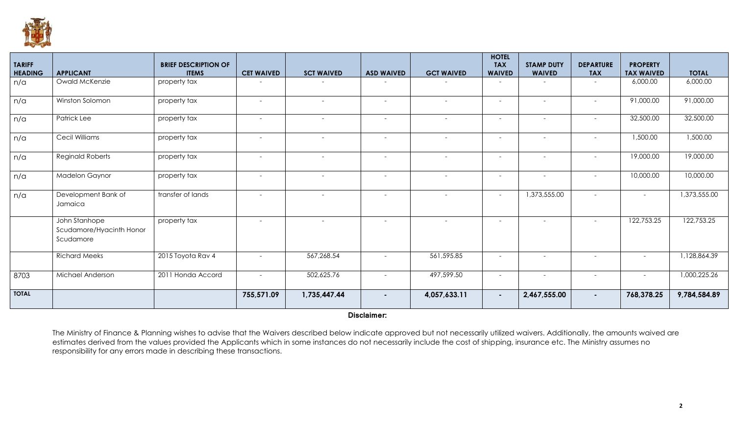| TARIFF HEADING | APPLICANT | BRIEF DESCRIPTION OF ITEMS | CET WAIVED | SCT WAIVED | ASD WAIVED | GCT WAIVED | HOTEL TAX WAIVED | STAMP DUTY WAIVED | DEPARTURE TAX | PROPERTY TAX WAIVED | TOTAL |
|---|---|---|---|---|---|---|---|---|---|---|---|
| n/a | Owald McKenzie | property tax | - | - | - | - | - | - | - | 6,000.00 | 6,000.00 |
| n/a | Winston Solomon | property tax | - | - | - | - | - | - | - | 91,000.00 | 91,000.00 |
| n/a | Patrick Lee | property tax | - | - | - | - | - | - | - | 32,500.00 | 32,500.00 |
| n/a | Cecil Williams | property tax | - | - | - | - | - | - | - | 1,500.00 | 1,500.00 |
| n/a | Reginald Roberts | property tax | - | - | - | - | - | - | - | 19,000.00 | 19,000.00 |
| n/a | Madelon Gaynor | property tax | - | - | - | - | - | - | - | 10,000.00 | 10,000.00 |
| n/a | Development Bank of Jamaica | transfer of lands | - | - | - | - | - | 1,373,555.00 | - | - | 1,373,555.00 |
| | John Stanhope Scudamore/Hyacinth Honor Scudamore | property tax | - | - | - | - | - | - | - | 122,753.25 | 122,753.25 |
| | Richard Meeks | 2015 Toyota Rav 4 | - | 567,268.54 | - | 561,595.85 | - | - | - | - | 1,128,864.39 |
| 8703 | Michael Anderson | 2011 Honda Accord | - | 502,625.76 | - | 497,599.50 | - | - | - | - | 1,000,225.26 |
| **TOTAL** | | | **755,571.09** | **1,735,447.44** | **-** | **4,057,633.11** | **-** | **2,467,555.00** | **-** | **768,378.25** | **9,784,584.89** |

**Disclaimer:**

The Ministry of Finance & Planning wishes to advise that the Waivers described below indicate approved but not necessarily utilized waivers. Additionally, the amounts waived are estimates derived from the values provided the Applicants which in some instances do not necessarily include the cost of shipping, insurance etc. The Ministry assumes no responsibility for any errors made in describing these transactions.